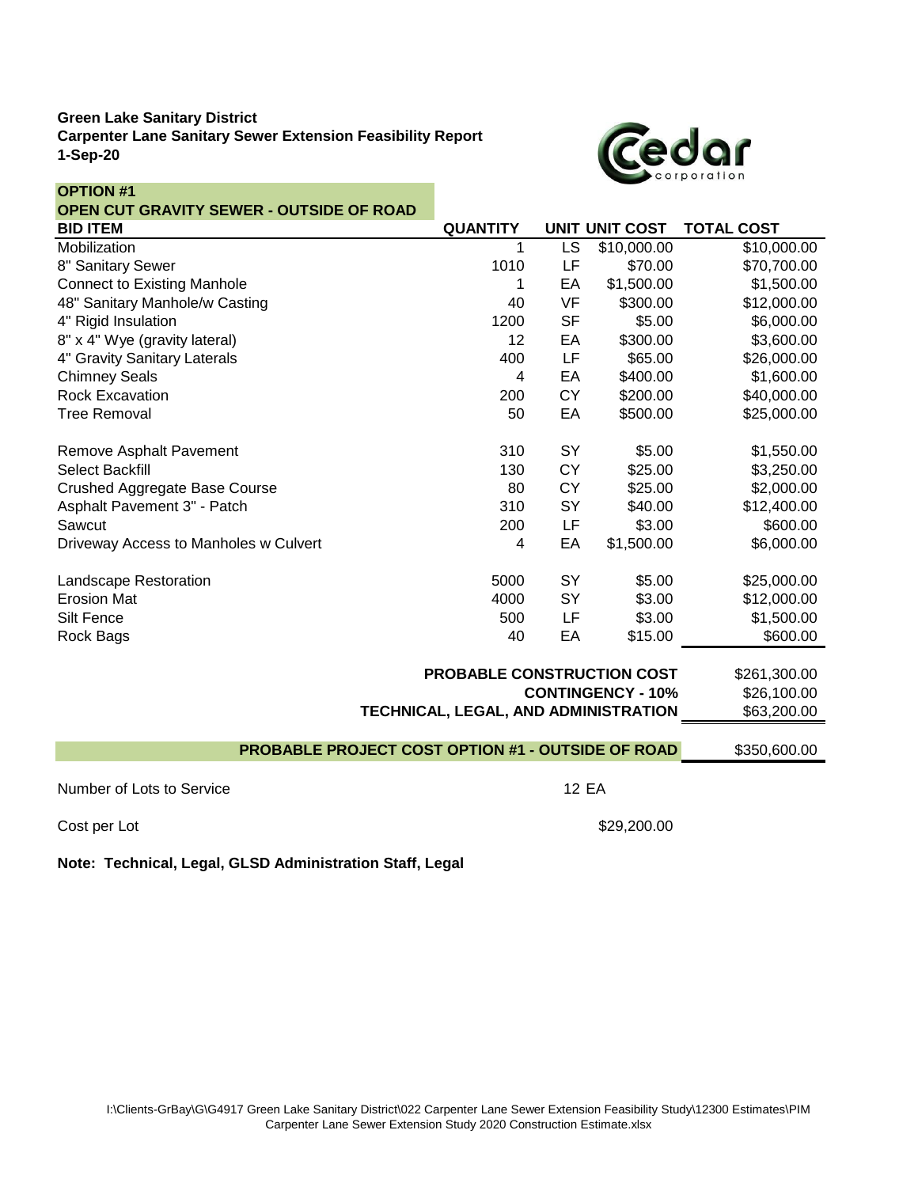**Green Lake Sanitary District**
**Carpenter Lane Sanitary Sewer Extension Feasibility Report**
**1-Sep-20**

**OPTION #1**
**OPEN CUT GRAVITY SEWER - OUTSIDE OF ROAD**

| BID ITEM | QUANTITY | UNIT | UNIT COST | TOTAL COST |
|---|---|---|---|---|
| Mobilization | 1 | LS | $10,000.00 | $10,000.00 |
| 8" Sanitary Sewer | 1010 | LF | $70.00 | $70,700.00 |
| Connect to Existing Manhole | 1 | EA | $1,500.00 | $1,500.00 |
| 48" Sanitary Manhole/w Casting | 40 | VF | $300.00 | $12,000.00 |
| 4" Rigid Insulation | 1200 | SF | $5.00 | $6,000.00 |
| 8" x 4" Wye (gravity lateral) | 12 | EA | $300.00 | $3,600.00 |
| 4" Gravity Sanitary Laterals | 400 | LF | $65.00 | $26,000.00 |
| Chimney Seals | 4 | EA | $400.00 | $1,600.00 |
| Rock Excavation | 200 | CY | $200.00 | $40,000.00 |
| Tree Removal | 50 | EA | $500.00 | $25,000.00 |
| | | | | |
| Remove Asphalt Pavement | 310 | SY | $5.00 | $1,550.00 |
| Select Backfill | 130 | CY | $25.00 | $3,250.00 |
| Crushed Aggregate Base Course | 80 | CY | $25.00 | $2,000.00 |
| Asphalt Pavement 3" - Patch | 310 | SY | $40.00 | $12,400.00 |
| Sawcut | 200 | LF | $3.00 | $600.00 |
| Driveway Access to Manholes w Culvert | 4 | EA | $1,500.00 | $6,000.00 |
| | | | | |
| Landscape Restoration | 5000 | SY | $5.00 | $25,000.00 |
| Erosion Mat | 4000 | SY | $3.00 | $12,000.00 |
| Silt Fence | 500 | LF | $3.00 | $1,500.00 |
| Rock Bags | 40 | EA | $15.00 | $600.00 |
| | | | | |
| | | | **PROBABLE CONSTRUCTION COST** | $261,300.00 |
| | | | **CONTINGENCY - 10%** | $26,100.00 |
| | | | **TECHNICAL, LEGAL, AND ADMINISTRATION** | $63,200.00 |
| | | | | |
| | | | **PROBABLE PROJECT COST OPTION #1 - OUTSIDE OF ROAD** | $350,600.00 |

Number of Lots to Service: 12 EA

Cost per Lot: $29,200.00

**Note: Technical, Legal, GLSD Administration Staff, Legal**

I:\Clients-GrBay\G\G4917 Green Lake Sanitary District\022 Carpenter Lane Sewer Extension Feasibility Study\12300 Estimates\PIM Carpenter Lane Sewer Extension Study 2020 Construction Estimate.xlsx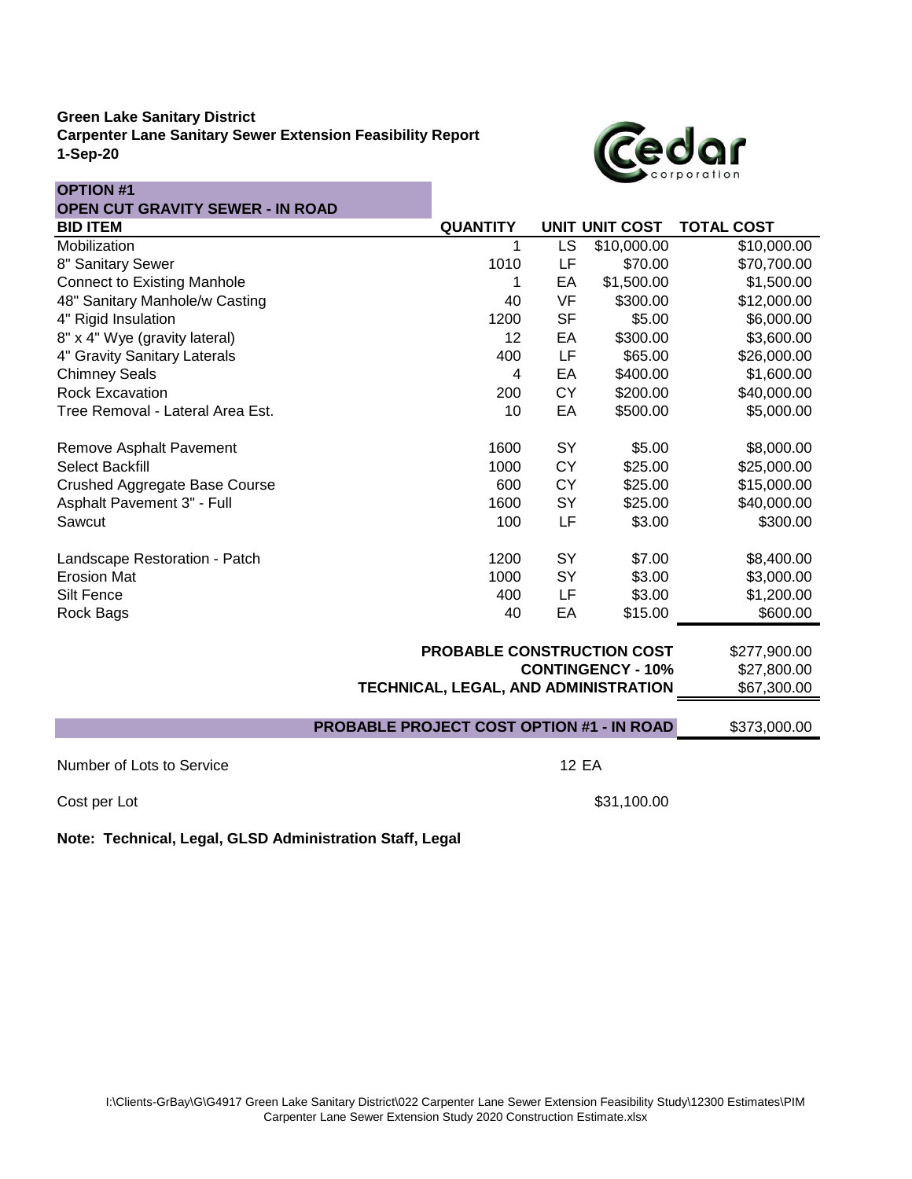**Green Lake Sanitary District**
**Carpenter Lane Sanitary Sewer Extension Feasibility Report**
**1-Sep-20**

**OPTION #1**
**OPEN CUT GRAVITY SEWER - IN ROAD**

| BID ITEM | QUANTITY | UNIT | UNIT COST | TOTAL COST |
|---|---|---|---|---|
| Mobilization | 1 | LS | $10,000.00 | $10,000.00 |
| 8" Sanitary Sewer | 1010 | LF | $70.00 | $70,700.00 |
| Connect to Existing Manhole | 1 | EA | $1,500.00 | $1,500.00 |
| 48" Sanitary Manhole/w Casting | 40 | VF | $300.00 | $12,000.00 |
| 4" Rigid Insulation | 1200 | SF | $5.00 | $6,000.00 |
| 8" x 4" Wye (gravity lateral) | 12 | EA | $300.00 | $3,600.00 |
| 4" Gravity Sanitary Laterals | 400 | LF | $65.00 | $26,000.00 |
| Chimney Seals | 4 | EA | $400.00 | $1,600.00 |
| Rock Excavation | 200 | CY | $200.00 | $40,000.00 |
| Tree Removal - Lateral Area Est. | 10 | EA | $500.00 | $5,000.00 |
| Remove Asphalt Pavement | 1600 | SY | $5.00 | $8,000.00 |
| Select Backfill | 1000 | CY | $25.00 | $25,000.00 |
| Crushed Aggregate Base Course | 600 | CY | $25.00 | $15,000.00 |
| Asphalt Pavement 3" - Full | 1600 | SY | $25.00 | $40,000.00 |
| Sawcut | 100 | LF | $3.00 | $300.00 |
| Landscape Restoration - Patch | 1200 | SY | $7.00 | $8,400.00 |
| Erosion Mat | 1000 | SY | $3.00 | $3,000.00 |
| Silt Fence | 400 | LF | $3.00 | $1,200.00 |
| Rock Bags | 40 | EA | $15.00 | $600.00 |
| **PROBABLE CONSTRUCTION COST** | | | | $277,900.00 |
| **CONTINGENCY - 10%** | | | | $27,800.00 |
| **TECHNICAL, LEGAL, AND ADMINISTRATION** | | | | $67,300.00 |
| **PROBABLE PROJECT COST OPTION #1 - IN ROAD** | | | | $373,000.00 |

Number of Lots to Service: 12 EA

Cost per Lot: $31,100.00

**Note: Technical, Legal, GLSD Administration Staff, Legal**

I:\Clients-GrBay\G\G4917 Green Lake Sanitary District\022 Carpenter Lane Sewer Extension Feasibility Study\12300 Estimates\PIM Carpenter Lane Sewer Extension Study 2020 Construction Estimate.xlsx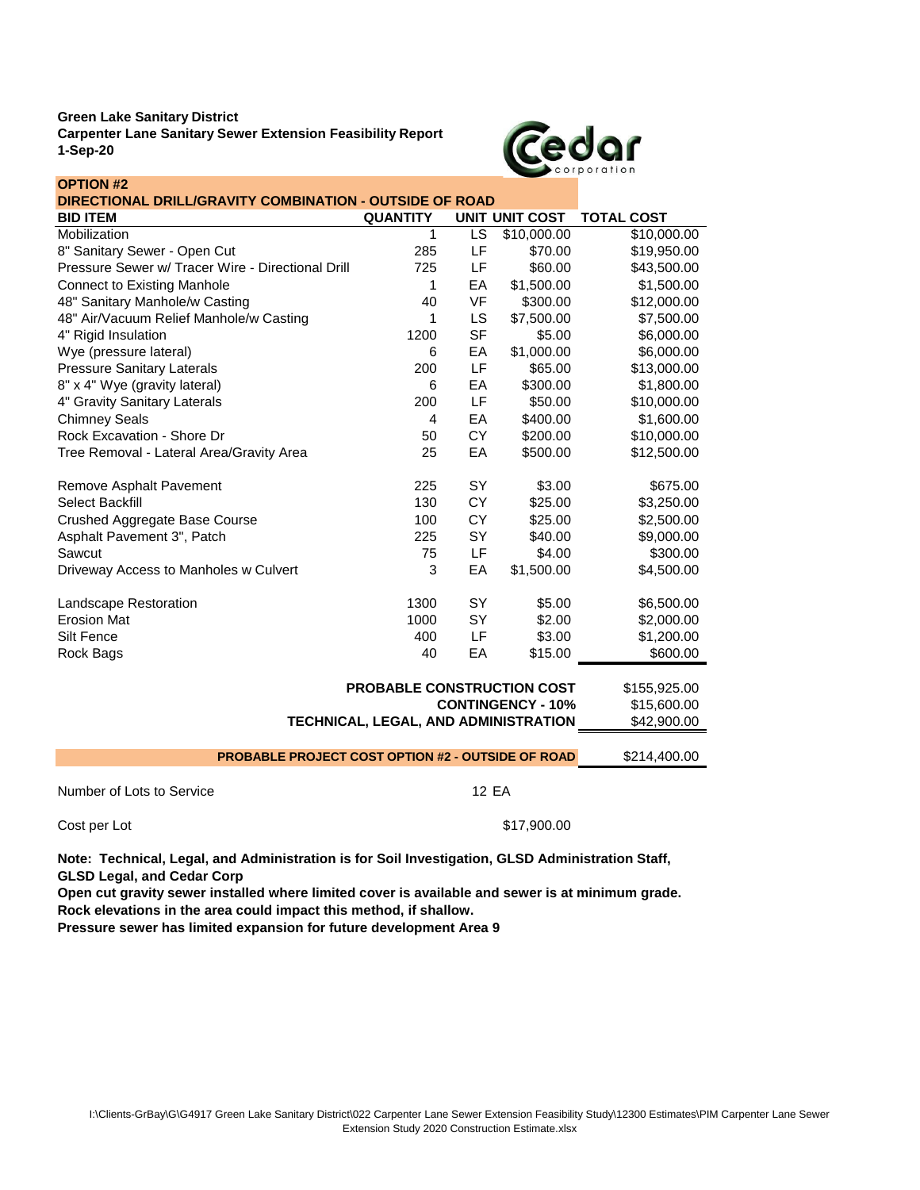**Green Lake Sanitary District**
**Carpenter Lane Sanitary Sewer Extension Feasibility Report**
**1-Sep-20**

Cedar corporation

**OPTION #2**
**DIRECTIONAL DRILL/GRAVITY COMBINATION - OUTSIDE OF ROAD**

| BID ITEM | QUANTITY | UNIT | UNIT COST | TOTAL COST |
|---|---|---|---|---|
| Mobilization | 1 | LS | $10,000.00 | $10,000.00 |
| 8" Sanitary Sewer - Open Cut | 285 | LF | $70.00 | $19,950.00 |
| Pressure Sewer w/ Tracer Wire - Directional Drill | 725 | LF | $60.00 | $43,500.00 |
| Connect to Existing Manhole | 1 | EA | $1,500.00 | $1,500.00 |
| 48" Sanitary Manhole/w Casting | 40 | VF | $300.00 | $12,000.00 |
| 48" Air/Vacuum Relief Manhole/w Casting | 1 | LS | $7,500.00 | $7,500.00 |
| 4" Rigid Insulation | 1200 | SF | $5.00 | $6,000.00 |
| Wye (pressure lateral) | 6 | EA | $1,000.00 | $6,000.00 |
| Pressure Sanitary Laterals | 200 | LF | $65.00 | $13,000.00 |
| 8" x 4" Wye (gravity lateral) | 6 | EA | $300.00 | $1,800.00 |
| 4" Gravity Sanitary Laterals | 200 | LF | $50.00 | $10,000.00 |
| Chimney Seals | 4 | EA | $400.00 | $1,600.00 |
| Rock Excavation - Shore Dr | 50 | CY | $200.00 | $10,000.00 |
| Tree Removal - Lateral Area/Gravity Area | 25 | EA | $500.00 | $12,500.00 |
| | | | | |
| Remove Asphalt Pavement | 225 | SY | $3.00 | $675.00 |
| Select Backfill | 130 | CY | $25.00 | $3,250.00 |
| Crushed Aggregate Base Course | 100 | CY | $25.00 | $2,500.00 |
| Asphalt Pavement 3", Patch | 225 | SY | $40.00 | $9,000.00 |
| Sawcut | 75 | LF | $4.00 | $300.00 |
| Driveway Access to Manholes w Culvert | 3 | EA | $1,500.00 | $4,500.00 |
| | | | | |
| Landscape Restoration | 1300 | SY | $5.00 | $6,500.00 |
| Erosion Mat | 1000 | SY | $2.00 | $2,000.00 |
| Silt Fence | 400 | LF | $3.00 | $1,200.00 |
| Rock Bags | 40 | EA | $15.00 | $600.00 |
| | | | | |
| **PROBABLE CONSTRUCTION COST** | | | | $155,925.00 |
| **CONTINGENCY - 10%** | | | | $15,600.00 |
| **TECHNICAL, LEGAL, AND ADMINISTRATION** | | | | $42,900.00 |
| | | | | |
| **PROBABLE PROJECT COST OPTION #2 - OUTSIDE OF ROAD** | | | | $214,400.00 |

Number of Lots to Service: 12 EA

Cost per Lot: $17,900.00

**Note: Technical, Legal, and Administration is for Soil Investigation, GLSD Administration Staff, GLSD Legal, and Cedar Corp**
**Open cut gravity sewer installed where limited cover is available and sewer is at minimum grade.**
**Rock elevations in the area could impact this method, if shallow.**
**Pressure sewer has limited expansion for future development Area 9**

I:\Clients-GrBay\G\G4917 Green Lake Sanitary District\022 Carpenter Lane Sewer Extension Feasibility Study\12300 Estimates\PIM Carpenter Lane Sewer Extension Study 2020 Construction Estimate.xlsx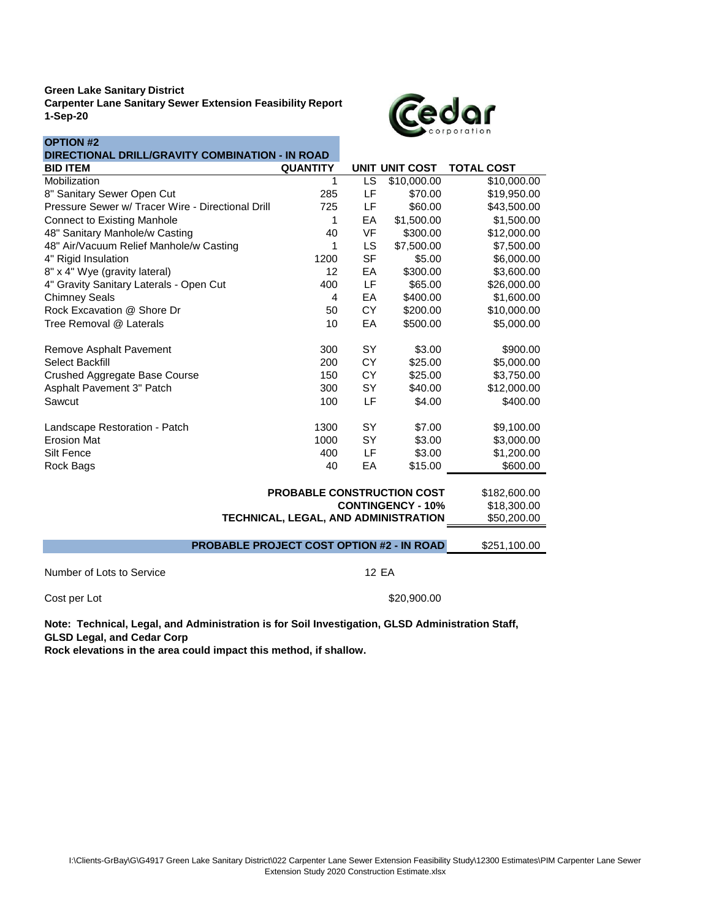**Green Lake Sanitary District**
**Carpenter Lane Sanitary Sewer Extension Feasibility Report**
**1-Sep-20**

**OPTION #2**
**DIRECTIONAL DRILL/GRAVITY COMBINATION - IN ROAD**

| BID ITEM | QUANTITY | UNIT | UNIT COST | TOTAL COST |
|---|---|---|---|---|
| Mobilization | 1 | LS | $10,000.00 | $10,000.00 |
| 8" Sanitary Sewer Open Cut | 285 | LF | $70.00 | $19,950.00 |
| Pressure Sewer w/ Tracer Wire - Directional Drill | 725 | LF | $60.00 | $43,500.00 |
| Connect to Existing Manhole | 1 | EA | $1,500.00 | $1,500.00 |
| 48" Sanitary Manhole/w Casting | 40 | VF | $300.00 | $12,000.00 |
| 48" Air/Vacuum Relief Manhole/w Casting | 1 | LS | $7,500.00 | $7,500.00 |
| 4" Rigid Insulation | 1200 | SF | $5.00 | $6,000.00 |
| 8" x 4" Wye (gravity lateral) | 12 | EA | $300.00 | $3,600.00 |
| 4" Gravity Sanitary Laterals - Open Cut | 400 | LF | $65.00 | $26,000.00 |
| Chimney Seals | 4 | EA | $400.00 | $1,600.00 |
| Rock Excavation @ Shore Dr | 50 | CY | $200.00 | $10,000.00 |
| Tree Removal @ Laterals | 10 | EA | $500.00 | $5,000.00 |
| Remove Asphalt Pavement | 300 | SY | $3.00 | $900.00 |
| Select Backfill | 200 | CY | $25.00 | $5,000.00 |
| Crushed Aggregate Base Course | 150 | CY | $25.00 | $3,750.00 |
| Asphalt Pavement 3" Patch | 300 | SY | $40.00 | $12,000.00 |
| Sawcut | 100 | LF | $4.00 | $400.00 |
| Landscape Restoration - Patch | 1300 | SY | $7.00 | $9,100.00 |
| Erosion Mat | 1000 | SY | $3.00 | $3,000.00 |
| Silt Fence | 400 | LF | $3.00 | $1,200.00 |
| Rock Bags | 40 | EA | $15.00 | $600.00 |
| | | | **PROBABLE CONSTRUCTION COST** | $182,600.00 |
| | | | **CONTINGENCY - 10%** | $18,300.00 |
| | | | **TECHNICAL, LEGAL, AND ADMINISTRATION** | $50,200.00 |
| | | | **PROBABLE PROJECT COST OPTION #2 - IN ROAD** | $251,100.00 |

Number of Lots to Service: 12 EA

Cost per Lot: $20,900.00

**Note: Technical, Legal, and Administration is for Soil Investigation, GLSD Administration Staff, GLSD Legal, and Cedar Corp**
**Rock elevations in the area could impact this method, if shallow.**

I:\Clients-GrBay\G\G4917 Green Lake Sanitary District\022 Carpenter Lane Sewer Extension Feasibility Study\12300 Estimates\PIM Carpenter Lane Sewer Extension Study 2020 Construction Estimate.xlsx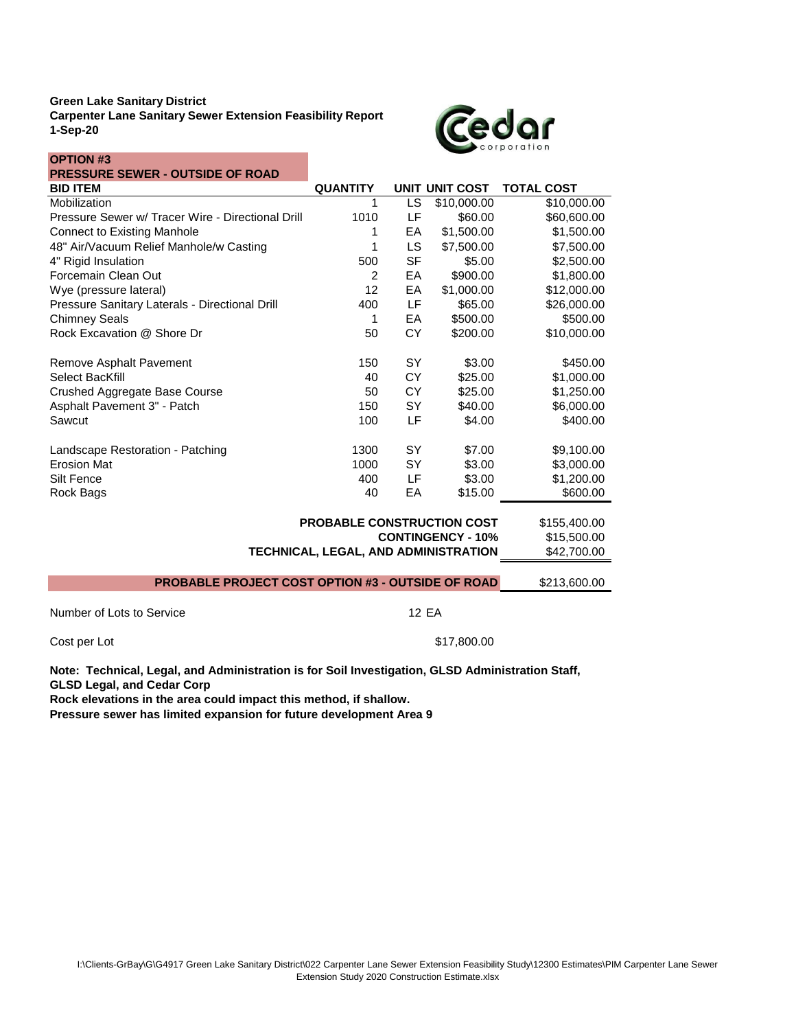**Green Lake Sanitary District**
**Carpenter Lane Sanitary Sewer Extension Feasibility Report**
**1-Sep-20**

**OPTION #3**
**PRESSURE SEWER - OUTSIDE OF ROAD**

| BID ITEM | QUANTITY | UNIT | UNIT COST | TOTAL COST |
|---|---|---|---|---|
| Mobilization | 1 | LS | $10,000.00 | $10,000.00 |
| Pressure Sewer w/ Tracer Wire - Directional Drill | 1010 | LF | $60.00 | $60,600.00 |
| Connect to Existing Manhole | 1 | EA | $1,500.00 | $1,500.00 |
| 48" Air/Vacuum Relief Manhole/w Casting | 1 | LS | $7,500.00 | $7,500.00 |
| 4" Rigid Insulation | 500 | SF | $5.00 | $2,500.00 |
| Forcemain Clean Out | 2 | EA | $900.00 | $1,800.00 |
| Wye (pressure lateral) | 12 | EA | $1,000.00 | $12,000.00 |
| Pressure Sanitary Laterals - Directional Drill | 400 | LF | $65.00 | $26,000.00 |
| Chimney Seals | 1 | EA | $500.00 | $500.00 |
| Rock Excavation @ Shore Dr | 50 | CY | $200.00 | $10,000.00 |
| | | | | |
| Remove Asphalt Pavement | 150 | SY | $3.00 | $450.00 |
| Select BacKfill | 40 | CY | $25.00 | $1,000.00 |
| Crushed Aggregate Base Course | 50 | CY | $25.00 | $1,250.00 |
| Asphalt Pavement 3" - Patch | 150 | SY | $40.00 | $6,000.00 |
| Sawcut | 100 | LF | $4.00 | $400.00 |
| | | | | |
| Landscape Restoration - Patching | 1300 | SY | $7.00 | $9,100.00 |
| Erosion Mat | 1000 | SY | $3.00 | $3,000.00 |
| Silt Fence | 400 | LF | $3.00 | $1,200.00 |
| Rock Bags | 40 | EA | $15.00 | $600.00 |
| | | | | |
| | | | **PROBABLE CONSTRUCTION COST** | $155,400.00 |
| | | | **CONTINGENCY - 10%** | $15,500.00 |
| | | | **TECHNICAL, LEGAL, AND ADMINISTRATION** | $42,700.00 |
| | | | | |
| | | | **PROBABLE PROJECT COST OPTION #3 - OUTSIDE OF ROAD** | $213,600.00 |

Number of Lots to Service: 12 EA

Cost per Lot: $17,800.00

**Note: Technical, Legal, and Administration is for Soil Investigation, GLSD Administration Staff, GLSD Legal, and Cedar Corp**
**Rock elevations in the area could impact this method, if shallow.**
**Pressure sewer has limited expansion for future development Area 9**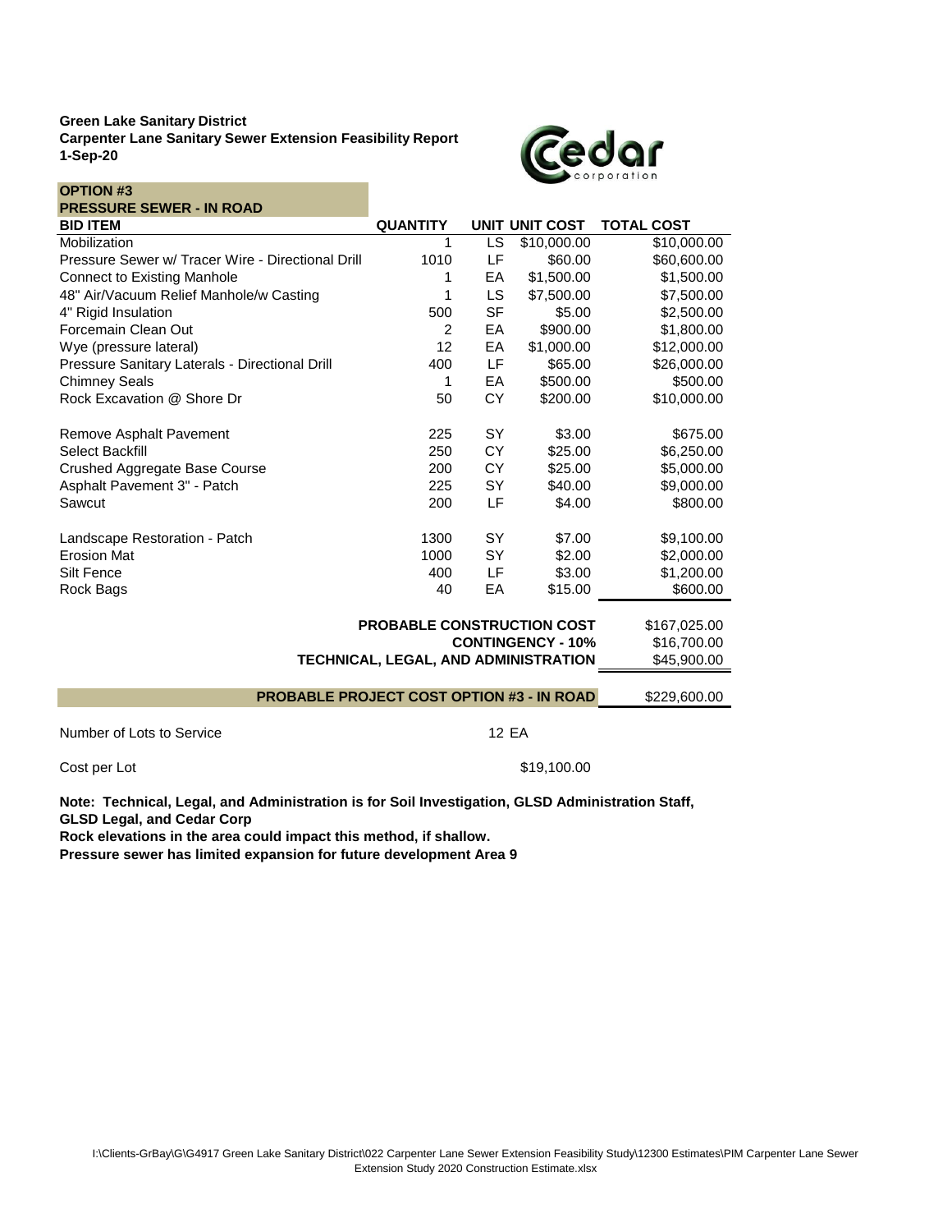**Green Lake Sanitary District**
**Carpenter Lane Sanitary Sewer Extension Feasibility Report**
**1-Sep-20**

Cedar corporation

**OPTION #3**
**PRESSURE SEWER - IN ROAD**

| BID ITEM | QUANTITY | UNIT | UNIT COST | TOTAL COST |
|---|---|---|---|---|
| Mobilization | 1 | LS | $10,000.00 | $10,000.00 |
| Pressure Sewer w/ Tracer Wire - Directional Drill | 1010 | LF | $60.00 | $60,600.00 |
| Connect to Existing Manhole | 1 | EA | $1,500.00 | $1,500.00 |
| 48" Air/Vacuum Relief Manhole/w Casting | 1 | LS | $7,500.00 | $7,500.00 |
| 4" Rigid Insulation | 500 | SF | $5.00 | $2,500.00 |
| Forcemain Clean Out | 2 | EA | $900.00 | $1,800.00 |
| Wye (pressure lateral) | 12 | EA | $1,000.00 | $12,000.00 |
| Pressure Sanitary Laterals - Directional Drill | 400 | LF | $65.00 | $26,000.00 |
| Chimney Seals | 1 | EA | $500.00 | $500.00 |
| Rock Excavation @ Shore Dr | 50 | CY | $200.00 | $10,000.00 |
| | | | | |
| Remove Asphalt Pavement | 225 | SY | $3.00 | $675.00 |
| Select Backfill | 250 | CY | $25.00 | $6,250.00 |
| Crushed Aggregate Base Course | 200 | CY | $25.00 | $5,000.00 |
| Asphalt Pavement 3" - Patch | 225 | SY | $40.00 | $9,000.00 |
| Sawcut | 200 | LF | $4.00 | $800.00 |
| | | | | |
| Landscape Restoration - Patch | 1300 | SY | $7.00 | $9,100.00 |
| Erosion Mat | 1000 | SY | $2.00 | $2,000.00 |
| Silt Fence | 400 | LF | $3.00 | $1,200.00 |
| Rock Bags | 40 | EA | $15.00 | $600.00 |
| | | | | |
| **PROBABLE CONSTRUCTION COST** | | | | $167,025.00 |
| **CONTINGENCY - 10%** | | | | $16,700.00 |
| **TECHNICAL, LEGAL, AND ADMINISTRATION** | | | | $45,900.00 |
| | | | | |
| **PROBABLE PROJECT COST OPTION #3 - IN ROAD** | | | | $229,600.00 |

Number of Lots to Service: 12 EA

Cost per Lot: $19,100.00

**Note: Technical, Legal, and Administration is for Soil Investigation, GLSD Administration Staff, GLSD Legal, and Cedar Corp**
**Rock elevations in the area could impact this method, if shallow.**
**Pressure sewer has limited expansion for future development Area 9**

I:\Clients-GrBay\G\G4917 Green Lake Sanitary District\022 Carpenter Lane Sewer Extension Feasibility Study\12300 Estimates\PIM Carpenter Lane Sewer Extension Study 2020 Construction Estimate.xlsx